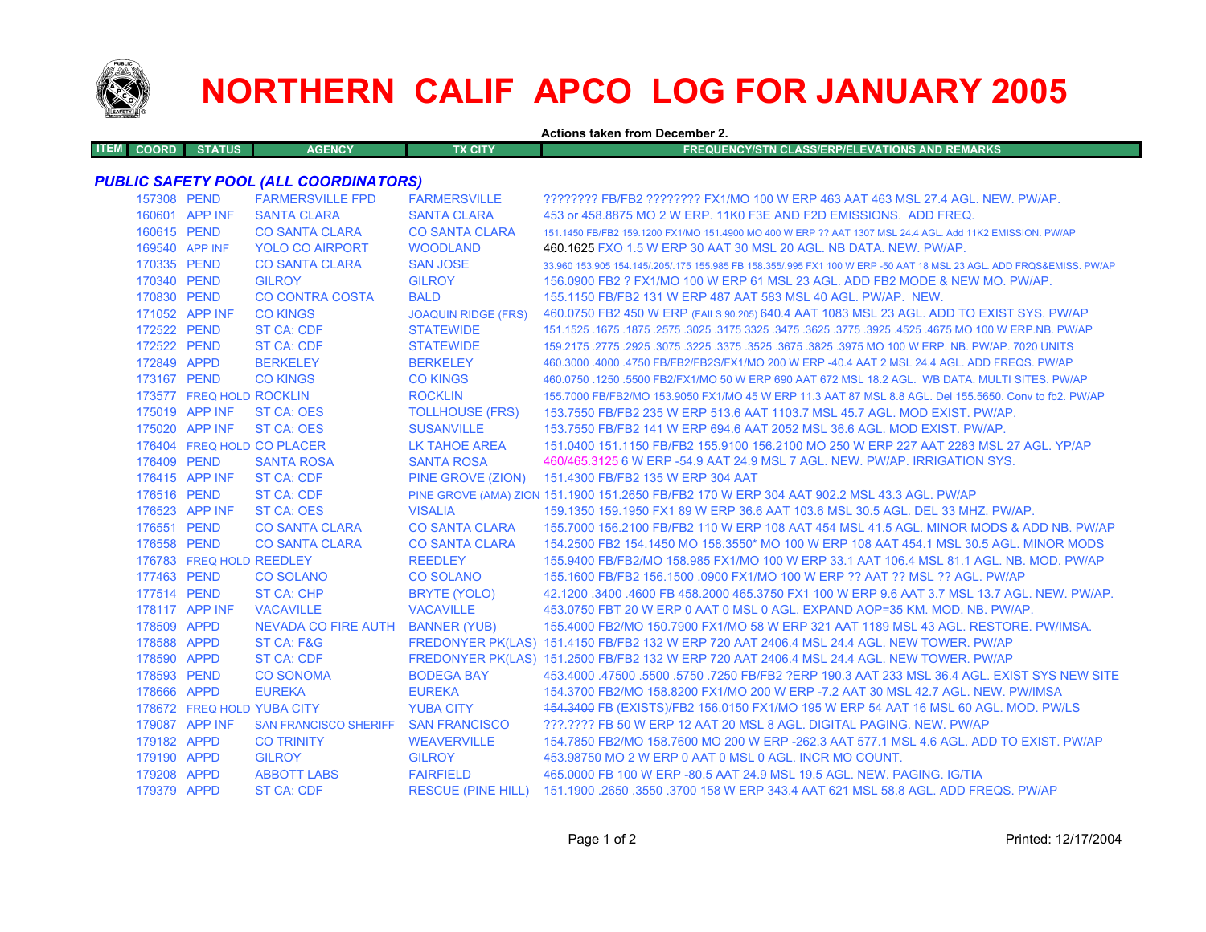# NORTHERN CALIF APCO LOG FOR JANUARY 2005

**Actions taken from December 2.**

| ITEM | COORD | STATUS | AGENCY | TX CITY | FREQUENCY/STN CLASS/ERP/ELEVATIONS AND REMARKS |
|---|---|---|---|---|---|
| ***PUBLIC SAFETY POOL (ALL COORDINATORS)*** | | | | | |
| | 157308 | PEND | FARMERSVILLE FPD | FARMERSVILLE | ???????? FB/FB2 ???????? FX1/MO 100 W ERP 463 AAT 463 MSL 27.4 AGL. NEW. PW/AP. |
| | 160601 | APP INF | SANTA CLARA | SANTA CLARA | 453 or 458.8875 MO 2 W ERP. 11K0 F3E AND F2D EMISSIONS. ADD FREQ. |
| | 160615 | PEND | CO SANTA CLARA | CO SANTA CLARA | 151.1450 FB/FB2 159.1200 FX1/MO 151.4900 MO 400 W ERP ?? AAT 1307 MSL 24.4 AGL. Add 11K2 EMISSION. PW/AP |
| | 169540 | APP INF | YOLO CO AIRPORT | WOODLAND | 460.1625 FXO 1.5 W ERP 30 AAT 30 MSL 20 AGL. NB DATA. NEW. PW/AP. |
| | 170335 | PEND | CO SANTA CLARA | SAN JOSE | 33.960 153.905 154.145/.205/.175 155.985 FB 158.355/.995 FX1 100 W ERP -50 AAT 18 MSL 23 AGL. ADD FRQS&EMISS. PW/AP |
| | 170340 | PEND | GILROY | GILROY | 156.0900 FB2 ? FX1/MO 100 W ERP 61 MSL 23 AGL. ADD FB2 MODE & NEW MO. PW/AP. |
| | 170830 | PEND | CO CONTRA COSTA | BALD | 155.1150 FB/FB2 131 W ERP 487 AAT 583 MSL 40 AGL. PW/AP. NEW. |
| | 171052 | APP INF | CO KINGS | JOAQUIN RIDGE (FRS) | 460.0750 FB2 450 W ERP (FAILS 90.205) 640.4 AAT 1083 MSL 23 AGL. ADD TO EXIST SYS. PW/AP |
| | 172522 | PEND | ST CA: CDF | STATEWIDE | 151.1525 .1675 .1875 .2575 .3025 .3175 3325 .3475 .3625 .3775 .3925 .4525 .4675 MO 100 W ERP.NB. PW/AP |
| | 172522 | PEND | ST CA: CDF | STATEWIDE | 159.2175 .2775 .2925 .3075 .3225 .3375 .3525 .3675 .3825 .3975 MO 100 W ERP. NB. PW/AP. 7020 UNITS |
| | 172849 | APPD | BERKELEY | BERKELEY | 460.3000 .4000 .4750 FB/FB2/FB2S/FX1/MO 200 W ERP -40.4 AAT 2 MSL 24.4 AGL. ADD FREQS. PW/AP |
| | 173167 | PEND | CO KINGS | CO KINGS | 460.0750 .1250 .5500 FB2/FX1/MO 50 W ERP 690 AAT 672 MSL 18.2 AGL. WB DATA. MULTI SITES. PW/AP |
| | 173577 | FREQ HOLD | ROCKLIN | ROCKLIN | 155.7000 FB/FB2/MO 153.9050 FX1/MO 45 W ERP 11.3 AAT 87 MSL 8.8 AGL. Del 155.5650. Conv to fb2. PW/AP |
| | 175019 | APP INF | ST CA: OES | TOLLHOUSE (FRS) | 153.7550 FB/FB2 235 W ERP 513.6 AAT 1103.7 MSL 45.7 AGL. MOD EXIST. PW/AP. |
| | 175020 | APP INF | ST CA: OES | SUSANVILLE | 153.7550 FB/FB2 141 W ERP 694.6 AAT 2052 MSL 36.6 AGL. MOD EXIST. PW/AP. |
| | 176404 | FREQ HOLD | CO PLACER | LK TAHOE AREA | 151.0400 151.1150 FB/FB2 155.9100 156.2100 MO 250 W ERP 227 AAT 2283 MSL 27 AGL. YP/AP |
| | 176409 | PEND | SANTA ROSA | SANTA ROSA | 460/465.3125 6 W ERP -54.9 AAT 24.9 MSL 7 AGL. NEW. PW/AP. IRRIGATION SYS. |
| | 176415 | APP INF | ST CA: CDF | PINE GROVE (ZION) | 151.4300 FB/FB2 135 W ERP 304 AAT |
| | 176516 | PEND | ST CA: CDF | PINE GROVE (AMA) ZION | 151.1900 151.2650 FB/FB2 170 W ERP 304 AAT 902.2 MSL 43.3 AGL. PW/AP |
| | 176523 | APP INF | ST CA: OES | VISALIA | 159.1350 159.1950 FX1 89 W ERP 36.6 AAT 103.6 MSL 30.5 AGL. DEL 33 MHZ. PW/AP. |
| | 176551 | PEND | CO SANTA CLARA | CO SANTA CLARA | 155.7000 156.2100 FB/FB2 110 W ERP 108 AAT 454 MSL 41.5 AGL. MINOR MODS & ADD NB. PW/AP |
| | 176558 | PEND | CO SANTA CLARA | CO SANTA CLARA | 154.2500 FB2 154.1450 MO 158.3550* MO 100 W ERP 108 AAT 454.1 MSL 30.5 AGL. MINOR MODS |
| | 176783 | FREQ HOLD | REEDLEY | REEDLEY | 155.9400 FB/FB2/MO 158.985 FX1/MO 100 W ERP 33.1 AAT 106.4 MSL 81.1 AGL. NB. MOD. PW/AP |
| | 177463 | PEND | CO SOLANO | CO SOLANO | 155.1600 FB/FB2 156.1500 .0900 FX1/MO 100 W ERP ?? AAT ?? MSL ?? AGL. PW/AP |
| | 177514 | PEND | ST CA: CHP | BRYTE (YOLO) | 42.1200 .3400 .4600 FB 458.2000 465.3750 FX1 100 W ERP 9.6 AAT 3.7 MSL 13.7 AGL. NEW. PW/AP. |
| | 178117 | APP INF | VACAVILLE | VACAVILLE | 453.0750 FBT 20 W ERP 0 AAT 0 MSL 0 AGL. EXPAND AOP=35 KM. MOD. NB. PW/AP. |
| | 178509 | APPD | NEVADA CO FIRE AUTH | BANNER (YUB) | 155.4000 FB2/MO 150.7900 FX1/MO 58 W ERP 321 AAT 1189 MSL 43 AGL. RESTORE. PW/IMSA. |
| | 178588 | APPD | ST CA: F&G | FREDONYER PK(LAS) | 151.4150 FB/FB2 132 W ERP 720 AAT 2406.4 MSL 24.4 AGL. NEW TOWER. PW/AP |
| | 178590 | APPD | ST CA: CDF | FREDONYER PK(LAS) | 151.2500 FB/FB2 132 W ERP 720 AAT 2406.4 MSL 24.4 AGL. NEW TOWER. PW/AP |
| | 178593 | PEND | CO SONOMA | BODEGA BAY | 453.4000 .47500 .5500 .5750 .7250 FB/FB2 ?ERP 190.3 AAT 233 MSL 36.4 AGL. EXIST SYS NEW SITE |
| | 178666 | APPD | EUREKA | EUREKA | 154.3700 FB2/MO 158.8200 FX1/MO 200 W ERP -7.2 AAT 30 MSL 42.7 AGL. NEW. PW/IMSA |
| | 178672 | FREQ HOLD | YUBA CITY | YUBA CITY | ~~154.3400~~ FB (EXISTS)/FB2 156.0150 FX1/MO 195 W ERP 54 AAT 16 MSL 60 AGL. MOD. PW/LS |
| | 179087 | APP INF | SAN FRANCISCO SHERIFF | SAN FRANCISCO | ???.???? FB 50 W ERP 12 AAT 20 MSL 8 AGL. DIGITAL PAGING. NEW. PW/AP |
| | 179182 | APPD | CO TRINITY | WEAVERVILLE | 154.7850 FB2/MO 158.7600 MO 200 W ERP -262.3 AAT 577.1 MSL 4.6 AGL. ADD TO EXIST. PW/AP |
| | 179190 | APPD | GILROY | GILROY | 453.98750 MO 2 W ERP 0 AAT 0 MSL 0 AGL. INCR MO COUNT. |
| | 179208 | APPD | ABBOTT LABS | FAIRFIELD | 465.0000 FB 100 W ERP -80.5 AAT 24.9 MSL 19.5 AGL. NEW. PAGING. IG/TIA |
| | 179379 | APPD | ST CA: CDF | RESCUE (PINE HILL) | 151.1900 .2650 .3550 .3700 158 W ERP 343.4 AAT 621 MSL 58.8 AGL. ADD FREQS. PW/AP |

Printed: 12/17/2004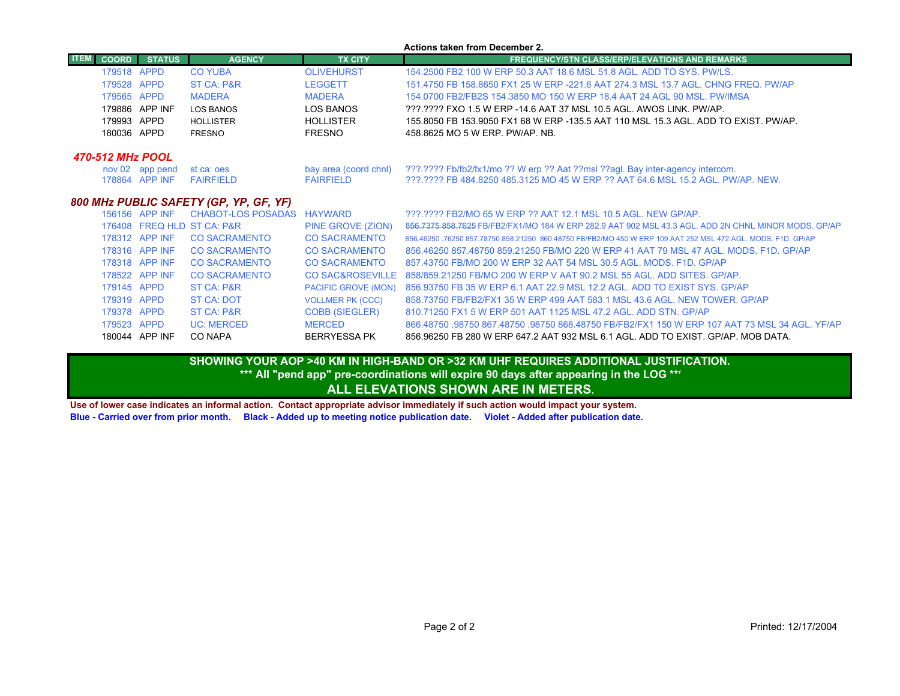**Actions taken from December 2.**

| ITEM | COORD | STATUS | AGENCY | TX CITY | FREQUENCY/STN CLASS/ERP/ELEVATIONS AND REMARKS |
|---|---|---|---|---|---|
| | 179518 | APPD | CO YUBA | OLIVEHURST | 154.2500 FB2 100 W ERP 50.3 AAT 18.6 MSL 51.8 AGL. ADD TO SYS. PW/LS. |
| | 179528 | APPD | ST CA: P&R | LEGGETT | 151.4750 FB 158.8650 FX1 25 W ERP -221.6 AAT 274.3 MSL 13.7 AGL. CHNG FREQ. PW/AP |
| | 179565 | APPD | MADERA | MADERA | 154.0700 FB2/FB2S 154.3850 MO 150 W ERP 18.4 AAT 24 AGL 90 MSL. PW/IMSA |
| | 179886 | APP INF | LOS BANOS | LOS BANOS | ???.???? FXO 1.5 W ERP -14.6 AAT 37 MSL 10.5 AGL. AWOS LINK. PW/AP. |
| | 179993 | APPD | HOLLISTER | HOLLISTER | 155.8050 FB 153.9050 FX1 68 W ERP -135.5 AAT 110 MSL 15.3 AGL. ADD TO EXIST. PW/AP. |
| | 180036 | APPD | FRESNO | FRESNO | 458.8625 MO 5 W ERP. PW/AP. NB. |
| ***470-512 MHz POOL*** | | | | | |
| | nov 02 | app pend | st ca: oes | bay area (coord chnl) | ???.???? Fb/fb2/fx1/mo ?? W erp ?? Aat ??msl ??agl. Bay inter-agency intercom. |
| | 178864 | APP INF | FAIRFIELD | FAIRFIELD | ???.???? FB 484.8250 485.3125 MO 45 W ERP ?? AAT 64.6 MSL 15.2 AGL. PW/AP. NEW. |
| ***800 MHz PUBLIC SAFETY (GP, YP, GF, YF)*** | | | | | |
| | 156156 | APP INF | CHABOT-LOS POSADAS | HAYWARD | ???.???? FB2/MO 65 W ERP ?? AAT 12.1 MSL 10.5 AGL. NEW GP/AP. |
| | 176408 | FREQ HLD | ST CA: P&R | PINE GROVE (ZION) | ~~856.7375 858.7625~~ FB/FB2/FX1/MO 184 W ERP 282.9 AAT 902 MSL 43.3 AGL. ADD 2N CHNL MINOR MODS. GP/AP |
| | 178312 | APP INF | CO SACRAMENTO | CO SACRAMENTO | 856.46250 .76250 857.78750 858.21250 860.48750 FB/FB2/MO 450 W ERP 109 AAT 252 MSL 472 AGL. MODS. F1D. GP/AP |
| | 178316 | APP INF | CO SACRAMENTO | CO SACRAMENTO | 856.46250 857.48750 859.21250 FB/MO 220 W ERP 41 AAT 79 MSL 47 AGL. MODS. F1D. GP/AP |
| | 178318 | APP INF | CO SACRAMENTO | CO SACRAMENTO | 857.43750 FB/MO 200 W ERP 32 AAT 54 MSL 30.5 AGL. MODS. F1D. GP/AP |
| | 178522 | APP INF | CO SACRAMENTO | CO SAC&ROSEVILLE | 858/859.21250 FB/MO 200 W ERP V AAT 90.2 MSL 55 AGL. ADD SITES. GP/AP. |
| | 179145 | APPD | ST CA: P&R | PACIFIC GROVE (MON) | 856.93750 FB 35 W ERP 6.1 AAT 22.9 MSL 12.2 AGL. ADD TO EXIST SYS. GP/AP |
| | 179319 | APPD | ST CA: DOT | VOLLMER PK (CCC) | 858.73750 FB/FB2/FX1 35 W ERP 499 AAT 583.1 MSL 43.6 AGL. NEW TOWER. GP/AP |
| | 179378 | APPD | ST CA: P&R | COBB (SIEGLER) | 810.71250 FX1 5 W ERP 501 AAT 1125 MSL 47.2 AGL. ADD STN. GP/AP |
| | 179523 | APPD | UC: MERCED | MERCED | 866.48750 .98750 867.48750 .98750 868.48750 FB/FB2/FX1 150 W ERP 107 AAT 73 MSL 34 AGL. YF/AP |
| | 180044 | APP INF | CO NAPA | BERRYESSA PK | 856.96250 FB 280 W ERP 647.2 AAT 932 MSL 6.1 AGL. ADD TO EXIST. GP/AP. MOB DATA. |

**SHOWING YOUR AOP >40 KM IN HIGH-BAND OR >32 KM UHF REQUIRES ADDITIONAL JUSTIFICATION.**
**\*\*\* All "pend app" pre-coordinations will expire 90 days after appearing in the LOG \*\*\***
**ALL ELEVATIONS SHOWN ARE IN METERS.**

**Use of lower case indicates an informal action. Contact appropriate advisor immediately if such action would impact your system.**
**Blue - Carried over from prior month. Black - Added up to meeting notice publication date. Violet - Added after publication date.**

Printed: 12/17/2004